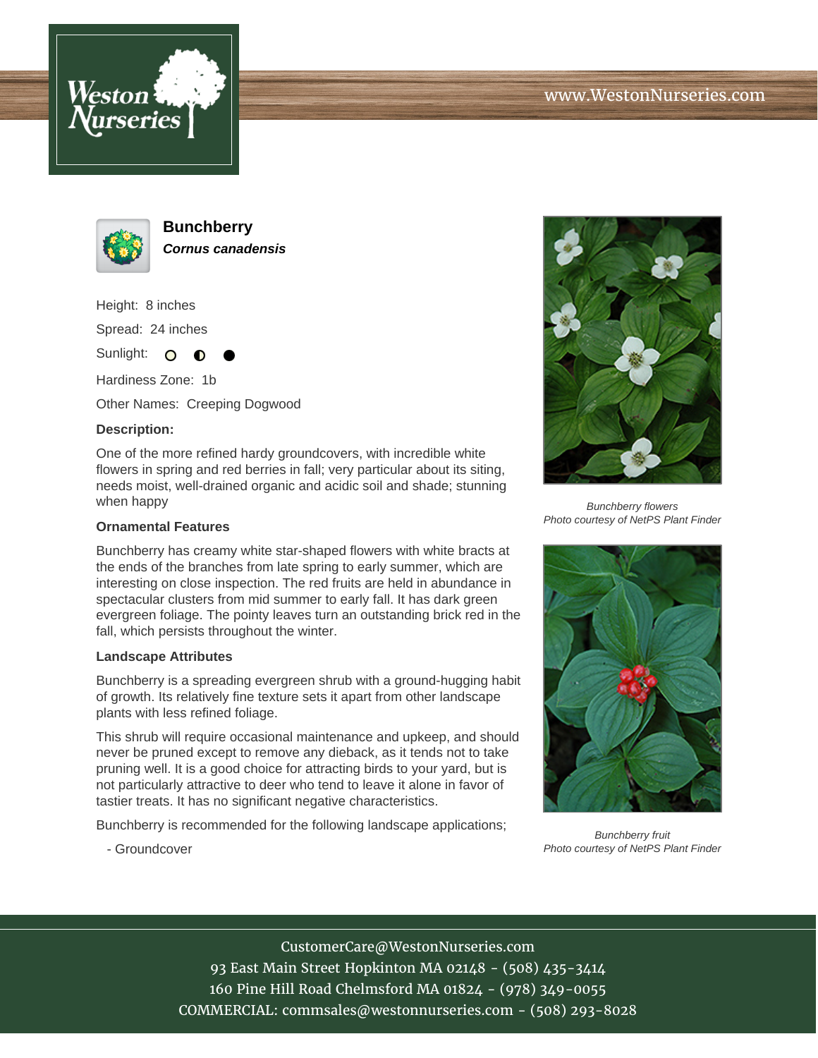# Bunchberry

***Cornus canadensis***

Height: 8 inches

Spread: 24 inches

Sunlight: ○ ◐ ●

Hardiness Zone: 1b

Other Names: Creeping Dogwood

**Description:**

One of the more refined hardy groundcovers, with incredible white flowers in spring and red berries in fall; very particular about its siting, needs moist, well-drained organic and acidic soil and shade; stunning when happy

## Ornamental Features

Bunchberry has creamy white star-shaped flowers with white bracts at the ends of the branches from late spring to early summer, which are interesting on close inspection. The red fruits are held in abundance in spectacular clusters from mid summer to early fall. It has dark green evergreen foliage. The pointy leaves turn an outstanding brick red in the fall, which persists throughout the winter.

## Landscape Attributes

Bunchberry is a spreading evergreen shrub with a ground-hugging habit of growth. Its relatively fine texture sets it apart from other landscape plants with less refined foliage.

This shrub will require occasional maintenance and upkeep, and should never be pruned except to remove any dieback, as it tends not to take pruning well. It is a good choice for attracting birds to your yard, but is not particularly attractive to deer who tend to leave it alone in favor of tastier treats. It has no significant negative characteristics.

Bunchberry is recommended for the following landscape applications;

- Groundcover

*Bunchberry flowers*
*Photo courtesy of NetPS Plant Finder*

*Bunchberry fruit*
*Photo courtesy of NetPS Plant Finder*

CustomerCare@WestonNurseries.com
93 East Main Street Hopkinton MA 02148 - (508) 435-3414
160 Pine Hill Road Chelmsford MA 01824 - (978) 349-0055
COMMERCIAL: commsales@westonnurseries.com - (508) 293-8028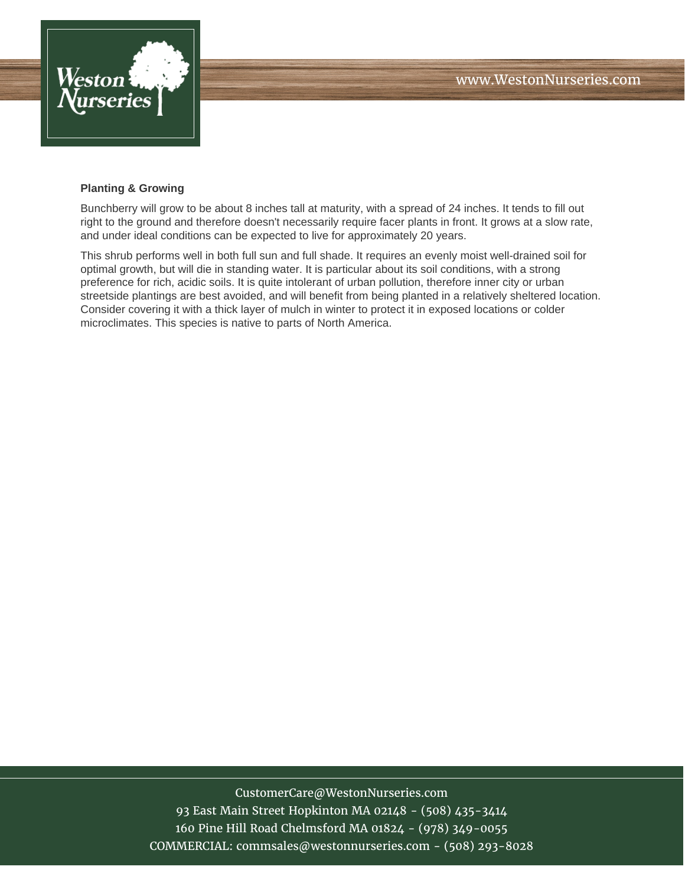**Planting & Growing**

Bunchberry will grow to be about 8 inches tall at maturity, with a spread of 24 inches. It tends to fill out right to the ground and therefore doesn't necessarily require facer plants in front. It grows at a slow rate, and under ideal conditions can be expected to live for approximately 20 years.

This shrub performs well in both full sun and full shade. It requires an evenly moist well-drained soil for optimal growth, but will die in standing water. It is particular about its soil conditions, with a strong preference for rich, acidic soils. It is quite intolerant of urban pollution, therefore inner city or urban streetside plantings are best avoided, and will benefit from being planted in a relatively sheltered location. Consider covering it with a thick layer of mulch in winter to protect it in exposed locations or colder microclimates. This species is native to parts of North America.